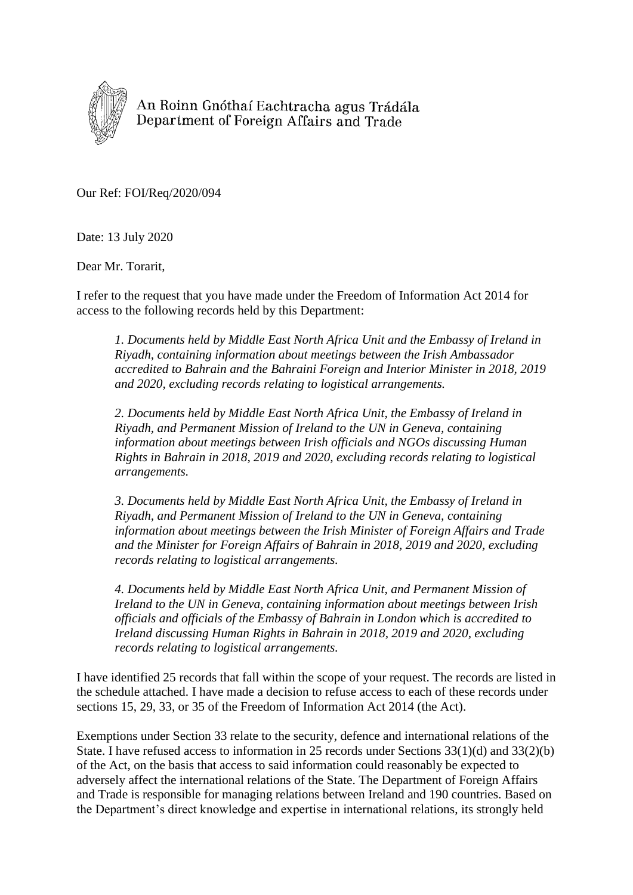An Roinn Gnóthaí Eachtracha agus Trádála
Department of Foreign Affairs and Trade

Our Ref: FOI/Req/2020/094

Date: 13 July 2020

Dear Mr. Torarit,

I refer to the request that you have made under the Freedom of Information Act 2014 for access to the following records held by this Department:

> *1. Documents held by Middle East North Africa Unit and the Embassy of Ireland in Riyadh, containing information about meetings between the Irish Ambassador accredited to Bahrain and the Bahraini Foreign and Interior Minister in 2018, 2019 and 2020, excluding records relating to logistical arrangements.*
>
> *2. Documents held by Middle East North Africa Unit, the Embassy of Ireland in Riyadh, and Permanent Mission of Ireland to the UN in Geneva, containing information about meetings between Irish officials and NGOs discussing Human Rights in Bahrain in 2018, 2019 and 2020, excluding records relating to logistical arrangements.*
>
> *3. Documents held by Middle East North Africa Unit, the Embassy of Ireland in Riyadh, and Permanent Mission of Ireland to the UN in Geneva, containing information about meetings between the Irish Minister of Foreign Affairs and Trade and the Minister for Foreign Affairs of Bahrain in 2018, 2019 and 2020, excluding records relating to logistical arrangements.*
>
> *4. Documents held by Middle East North Africa Unit, and Permanent Mission of Ireland to the UN in Geneva, containing information about meetings between Irish officials and officials of the Embassy of Bahrain in London which is accredited to Ireland discussing Human Rights in Bahrain in 2018, 2019 and 2020, excluding records relating to logistical arrangements.*

I have identified 25 records that fall within the scope of your request. The records are listed in the schedule attached. I have made a decision to refuse access to each of these records under sections 15, 29, 33, or 35 of the Freedom of Information Act 2014 (the Act).

Exemptions under Section 33 relate to the security, defence and international relations of the State. I have refused access to information in 25 records under Sections 33(1)(d) and 33(2)(b) of the Act, on the basis that access to said information could reasonably be expected to adversely affect the international relations of the State. The Department of Foreign Affairs and Trade is responsible for managing relations between Ireland and 190 countries. Based on the Department's direct knowledge and expertise in international relations, its strongly held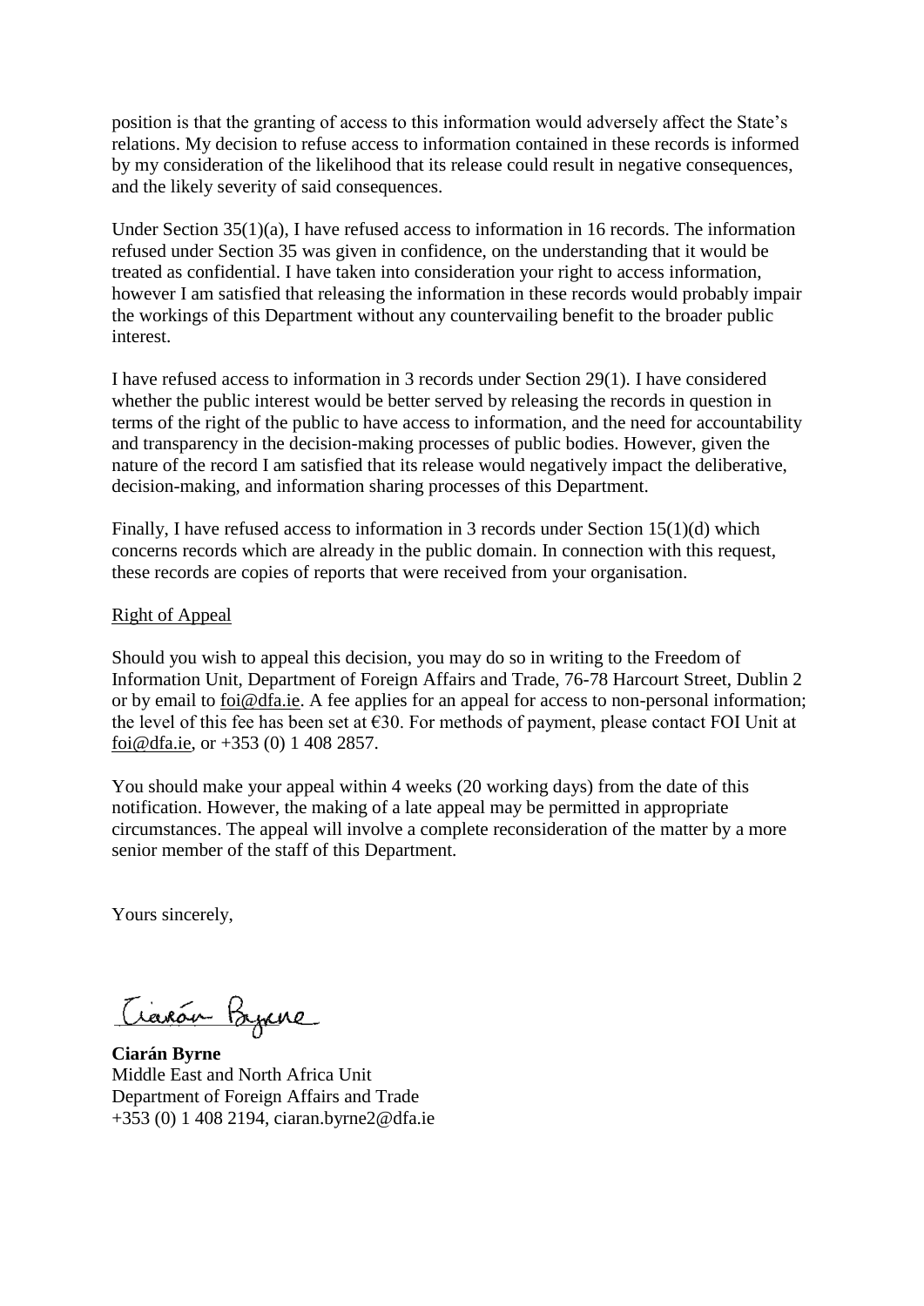position is that the granting of access to this information would adversely affect the State's relations. My decision to refuse access to information contained in these records is informed by my consideration of the likelihood that its release could result in negative consequences, and the likely severity of said consequences.

Under Section 35(1)(a), I have refused access to information in 16 records. The information refused under Section 35 was given in confidence, on the understanding that it would be treated as confidential. I have taken into consideration your right to access information, however I am satisfied that releasing the information in these records would probably impair the workings of this Department without any countervailing benefit to the broader public interest.

I have refused access to information in 3 records under Section 29(1). I have considered whether the public interest would be better served by releasing the records in question in terms of the right of the public to have access to information, and the need for accountability and transparency in the decision-making processes of public bodies. However, given the nature of the record I am satisfied that its release would negatively impact the deliberative, decision-making, and information sharing processes of this Department.

Finally, I have refused access to information in 3 records under Section 15(1)(d) which concerns records which are already in the public domain. In connection with this request, these records are copies of reports that were received from your organisation.

Right of Appeal

Should you wish to appeal this decision, you may do so in writing to the Freedom of Information Unit, Department of Foreign Affairs and Trade, 76-78 Harcourt Street, Dublin 2 or by email to foi@dfa.ie. A fee applies for an appeal for access to non-personal information; the level of this fee has been set at €30. For methods of payment, please contact FOI Unit at foi@dfa.ie, or +353 (0) 1 408 2857.

You should make your appeal within 4 weeks (20 working days) from the date of this notification. However, the making of a late appeal may be permitted in appropriate circumstances. The appeal will involve a complete reconsideration of the matter by a more senior member of the staff of this Department.

Yours sincerely,

Ciarán Byrne

**Ciarán Byrne**
Middle East and North Africa Unit
Department of Foreign Affairs and Trade
+353 (0) 1 408 2194, ciaran.byrne2@dfa.ie